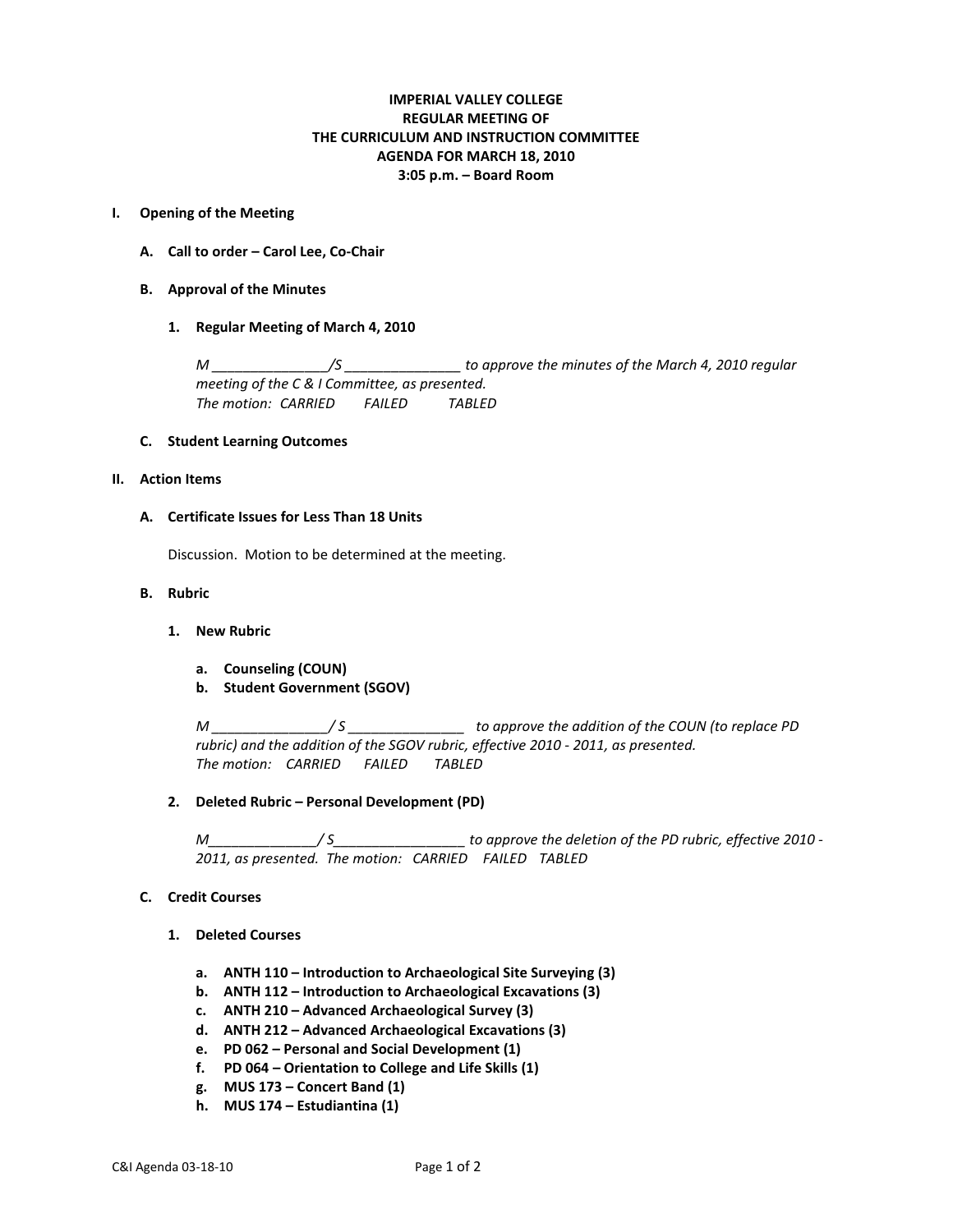**IMPERIAL VALLEY COLLEGE**
**REGULAR MEETING OF**
**THE CURRICULUM AND INSTRUCTION COMMITTEE**
**AGENDA FOR MARCH 18, 2010**
**3:05 p.m. – Board Room**

**I. Opening of the Meeting**

**A. Call to order – Carol Lee, Co-Chair**

**B. Approval of the Minutes**

**1. Regular Meeting of March 4, 2010**

*M _______________/S _______________ to approve the minutes of the March 4, 2010 regular meeting of the C & I Committee, as presented.*
*The motion: CARRIED FAILED TABLED*

**C. Student Learning Outcomes**

**II. Action Items**

**A. Certificate Issues for Less Than 18 Units**

Discussion. Motion to be determined at the meeting.

**B. Rubric**

**1. New Rubric**

**a. Counseling (COUN)**
**b. Student Government (SGOV)**

*M _______________/ S _______________ to approve the addition of the COUN (to replace PD rubric) and the addition of the SGOV rubric, effective 2010 - 2011, as presented.*
*The motion: CARRIED FAILED TABLED*

**2. Deleted Rubric – Personal Development (PD)**

*M______________/ S_________________ to approve the deletion of the PD rubric, effective 2010 - 2011, as presented. The motion: CARRIED FAILED TABLED*

**C. Credit Courses**

**1. Deleted Courses**

**a. ANTH 110 – Introduction to Archaeological Site Surveying (3)**
**b. ANTH 112 – Introduction to Archaeological Excavations (3)**
**c. ANTH 210 – Advanced Archaeological Survey (3)**
**d. ANTH 212 – Advanced Archaeological Excavations (3)**
**e. PD 062 – Personal and Social Development (1)**
**f. PD 064 – Orientation to College and Life Skills (1)**
**g. MUS 173 – Concert Band (1)**
**h. MUS 174 – Estudiantina (1)**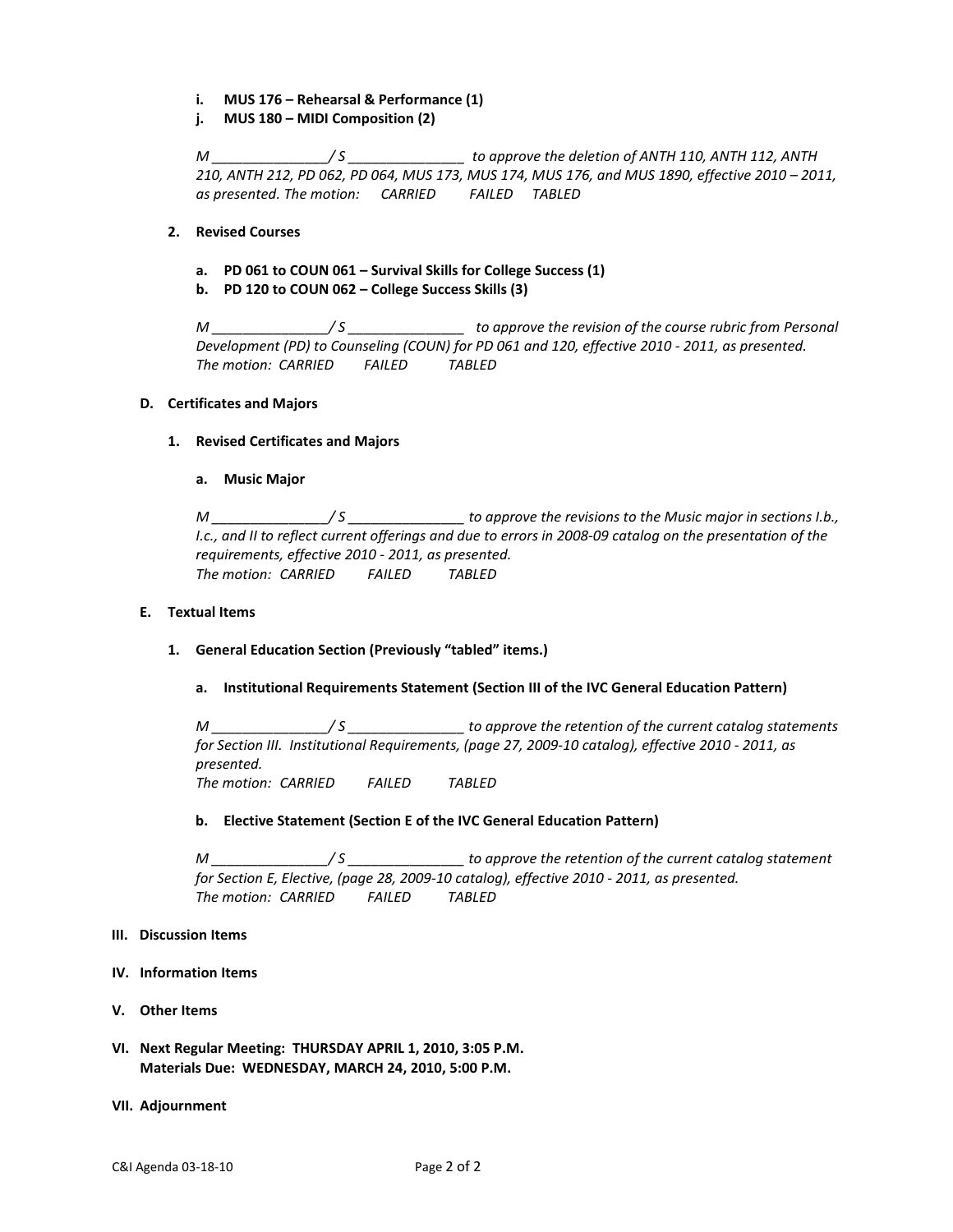i. **MUS 176 – Rehearsal & Performance (1)**
j. **MUS 180 – MIDI Composition (2)**

*M _______________/ S _______________ to approve the deletion of ANTH 110, ANTH 112, ANTH 210, ANTH 212, PD 062, PD 064, MUS 173, MUS 174, MUS 176, and MUS 1890, effective 2010 – 2011, as presented. The motion: CARRIED FAILED TABLED*

2. **Revised Courses**

   a. **PD 061 to COUN 061 – Survival Skills for College Success (1)**
   b. **PD 120 to COUN 062 – College Success Skills (3)**

*M _______________/ S _______________ to approve the revision of the course rubric from Personal Development (PD) to Counseling (COUN) for PD 061 and 120, effective 2010 - 2011, as presented. The motion: CARRIED FAILED TABLED*

**D. Certificates and Majors**

1. **Revised Certificates and Majors**

   a. **Music Major**

*M _______________/ S _______________ to approve the revisions to the Music major in sections I.b., I.c., and II to reflect current offerings and due to errors in 2008-09 catalog on the presentation of the requirements, effective 2010 - 2011, as presented.*
*The motion: CARRIED FAILED TABLED*

**E. Textual Items**

1. **General Education Section (Previously "tabled" items.)**

   a. **Institutional Requirements Statement (Section III of the IVC General Education Pattern)**

*M _______________/ S _______________ to approve the retention of the current catalog statements for Section III. Institutional Requirements, (page 27, 2009-10 catalog), effective 2010 - 2011, as presented.*
*The motion: CARRIED FAILED TABLED*

   b. **Elective Statement (Section E of the IVC General Education Pattern)**

*M _______________/ S _______________ to approve the retention of the current catalog statement for Section E, Elective, (page 28, 2009-10 catalog), effective 2010 - 2011, as presented.*
*The motion: CARRIED FAILED TABLED*

**III. Discussion Items**

**IV. Information Items**

**V. Other Items**

**VI. Next Regular Meeting: THURSDAY APRIL 1, 2010, 3:05 P.M.**
**Materials Due: WEDNESDAY, MARCH 24, 2010, 5:00 P.M.**

**VII. Adjournment**